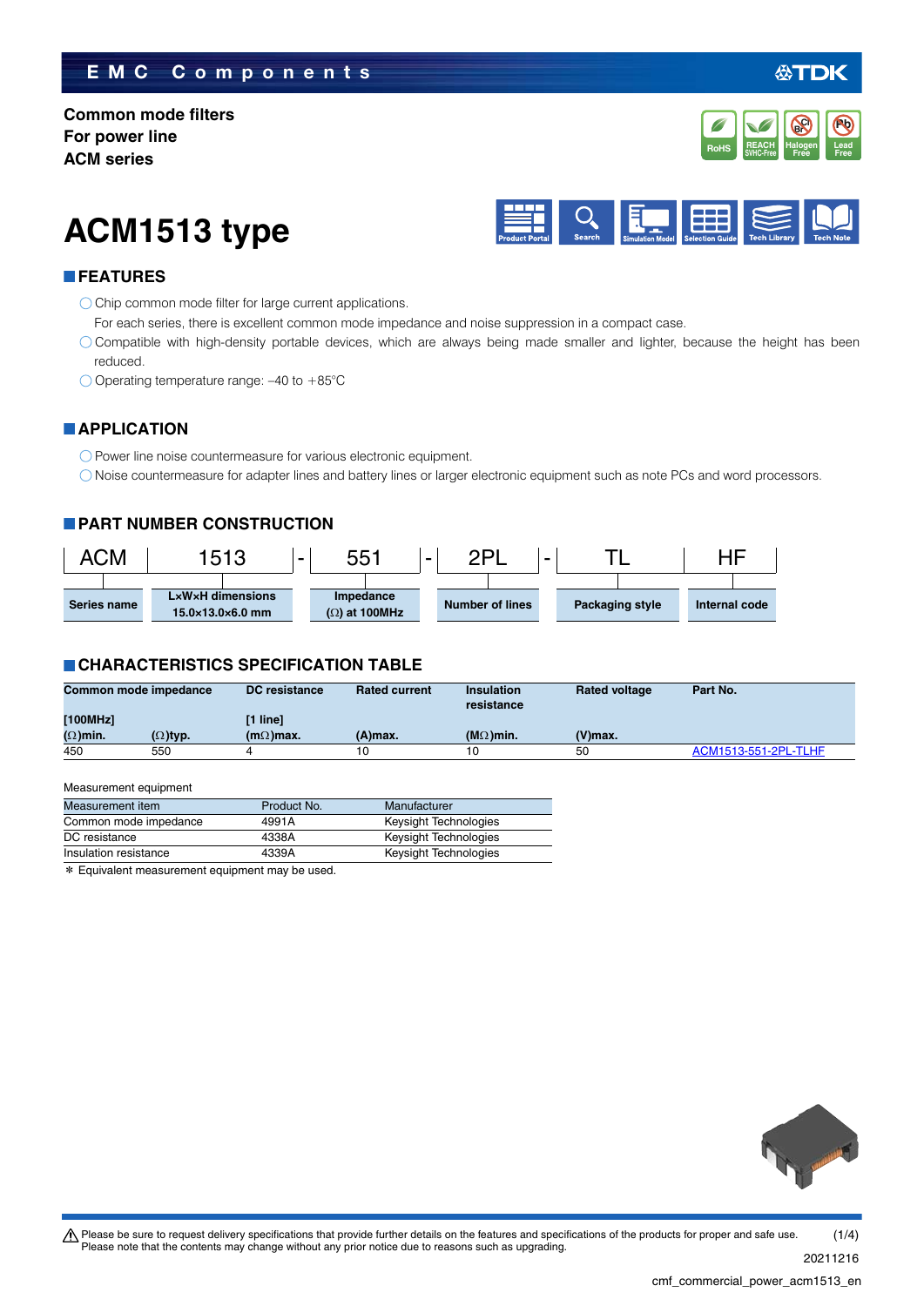EMC Components

**Common mode filters**
**For power line**
**ACM series**

# ACM1513 type

## FEATURES

- Chip common mode filter for large current applications.
  For each series, there is excellent common mode impedance and noise suppression in a compact case.
- Compatible with high-density portable devices, which are always being made smaller and lighter, because the height has been reduced.
- Operating temperature range: –40 to +85°C

## APPLICATION

- Power line noise countermeasure for various electronic equipment.
- Noise countermeasure for adapter lines and battery lines or larger electronic equipment such as note PCs and word processors.

## PART NUMBER CONSTRUCTION

| ACM | 1513 | - | 551 | - | 2PL | - | TL | HF |
|---|---|---|---|---|---|---|---|---|
| Series name | L×W×H dimensions 15.0×13.0×6.0 mm | | Impedance (Ω) at 100MHz | | Number of lines | | Packaging style | Internal code |

## CHARACTERISTICS SPECIFICATION TABLE

| Common mode impedance [100MHz] (Ω)min. | (Ω)typ. | DC resistance [1 line] (mΩ)max. | Rated current (A)max. | Insulation resistance (MΩ)min. | Rated voltage (V)max. | Part No. |
|---|---|---|---|---|---|---|
| 450 | 550 | 4 | 10 | 10 | 50 | ACM1513-551-2PL-TLHF |

Measurement equipment

| Measurement item | Product No. | Manufacturer |
|---|---|---|
| Common mode impedance | 4991A | Keysight Technologies |
| DC resistance | 4338A | Keysight Technologies |
| Insulation resistance | 4339A | Keysight Technologies |

* Equivalent measurement equipment may be used.

⚠ Please be sure to request delivery specifications that provide further details on the features and specifications of the products for proper and safe use.
Please note that the contents may change without any prior notice due to reasons such as upgrading.

20211216

cmf_commercial_power_acm1513_en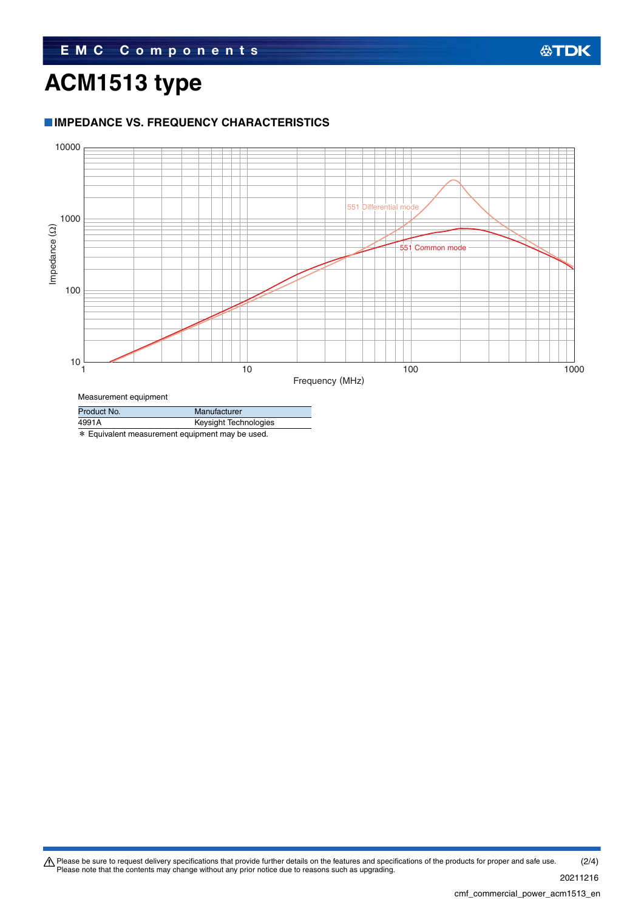# ACM1513 type

## IMPEDANCE VS. FREQUENCY CHARACTERISTICS

Impedance (Ω)

10000
1000
100
10

1
10
100
1000

Frequency (MHz)

551 Differential mode
551 Common mode

Measurement equipment

| Product No. | Manufacturer |
|---|---|
| 4991A | Keysight Technologies |

* Equivalent measurement equipment may be used.

⚠ Please be sure to request delivery specifications that provide further details on the features and specifications of the products for proper and safe use.
Please note that the contents may change without any prior notice due to reasons such as upgrading.

20211216

cmf_commercial_power_acm1513_en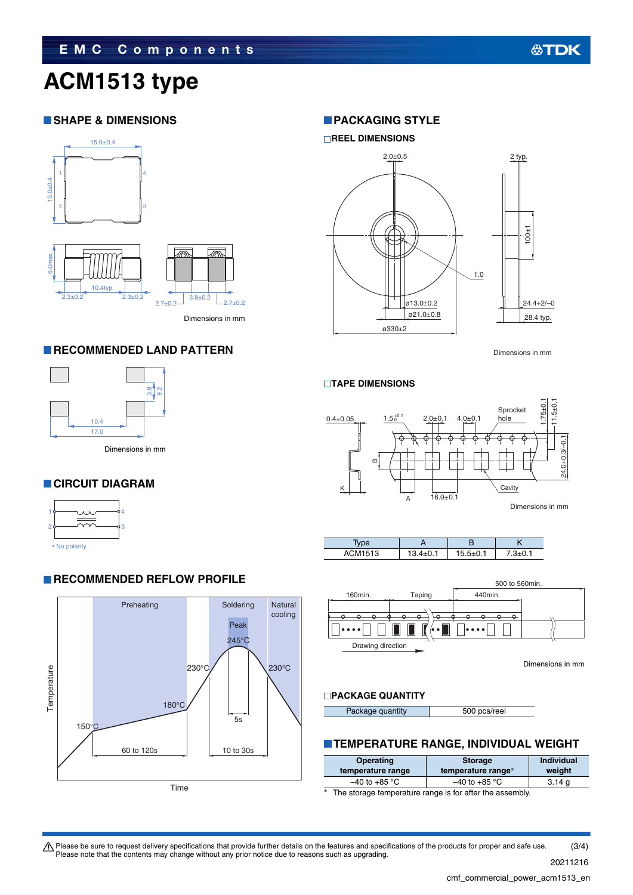# ACM1513 type

## SHAPE & DIMENSIONS

Dimensions in mm

## RECOMMENDED LAND PATTERN

Dimensions in mm

## CIRCUIT DIAGRAM

• No polarity

## RECOMMENDED REFLOW PROFILE

## PACKAGING STYLE

### REEL DIMENSIONS

Dimensions in mm

### TAPE DIMENSIONS

Dimensions in mm

| Type | A | B | K |
|---|---|---|---|
| ACM1513 | 13.4±0.1 | 15.5±0.1 | 7.3±0.1 |

Dimensions in mm

### PACKAGE QUANTITY

| Package quantity | 500 pcs/reel |
|---|---|

## TEMPERATURE RANGE, INDIVIDUAL WEIGHT

| Operating temperature range | Storage temperature range* | Individual weight |
|---|---|---|
| –40 to +85 °C | –40 to +85 °C | 3.14 g |

* The storage temperature range is for after the assembly.

⚠ Please be sure to request delivery specifications that provide further details on the features and specifications of the products for proper and safe use.
Please note that the contents may change without any prior notice due to reasons such as upgrading.

20211216

cmf_commercial_power_acm1513_en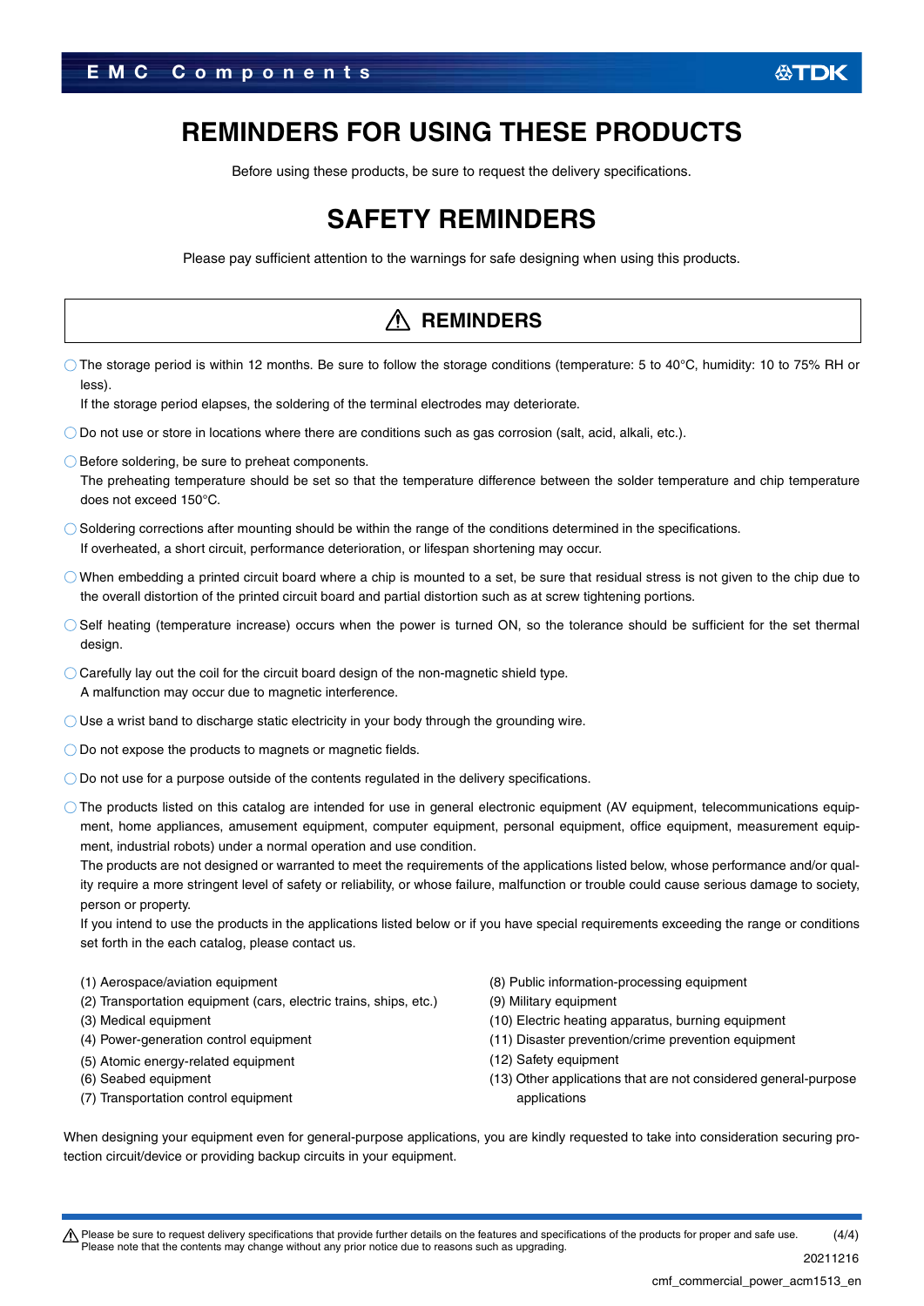# REMINDERS FOR USING THESE PRODUCTS

Before using these products, be sure to request the delivery specifications.

# SAFETY REMINDERS

Please pay sufficient attention to the warnings for safe designing when using this products.

## ⚠ REMINDERS

- The storage period is within 12 months. Be sure to follow the storage conditions (temperature: 5 to 40°C, humidity: 10 to 75% RH or less).
  If the storage period elapses, the soldering of the terminal electrodes may deteriorate.
- Do not use or store in locations where there are conditions such as gas corrosion (salt, acid, alkali, etc.).
- Before soldering, be sure to preheat components.
  The preheating temperature should be set so that the temperature difference between the solder temperature and chip temperature does not exceed 150°C.
- Soldering corrections after mounting should be within the range of the conditions determined in the specifications.
  If overheated, a short circuit, performance deterioration, or lifespan shortening may occur.
- When embedding a printed circuit board where a chip is mounted to a set, be sure that residual stress is not given to the chip due to the overall distortion of the printed circuit board and partial distortion such as at screw tightening portions.
- Self heating (temperature increase) occurs when the power is turned ON, so the tolerance should be sufficient for the set thermal design.
- Carefully lay out the coil for the circuit board design of the non-magnetic shield type.
  A malfunction may occur due to magnetic interference.
- Use a wrist band to discharge static electricity in your body through the grounding wire.
- Do not expose the products to magnets or magnetic fields.
- Do not use for a purpose outside of the contents regulated in the delivery specifications.
- The products listed on this catalog are intended for use in general electronic equipment (AV equipment, telecommunications equipment, home appliances, amusement equipment, computer equipment, personal equipment, office equipment, measurement equipment, industrial robots) under a normal operation and use condition.
  The products are not designed or warranted to meet the requirements of the applications listed below, whose performance and/or quality require a more stringent level of safety or reliability, or whose failure, malfunction or trouble could cause serious damage to society, person or property.
  If you intend to use the products in the applications listed below or if you have special requirements exceeding the range or conditions set forth in the each catalog, please contact us.

(1) Aerospace/aviation equipment
(2) Transportation equipment (cars, electric trains, ships, etc.)
(3) Medical equipment
(4) Power-generation control equipment
(5) Atomic energy-related equipment
(6) Seabed equipment
(7) Transportation control equipment
(8) Public information-processing equipment
(9) Military equipment
(10) Electric heating apparatus, burning equipment
(11) Disaster prevention/crime prevention equipment
(12) Safety equipment
(13) Other applications that are not considered general-purpose applications

When designing your equipment even for general-purpose applications, you are kindly requested to take into consideration securing protection circuit/device or providing backup circuits in your equipment.